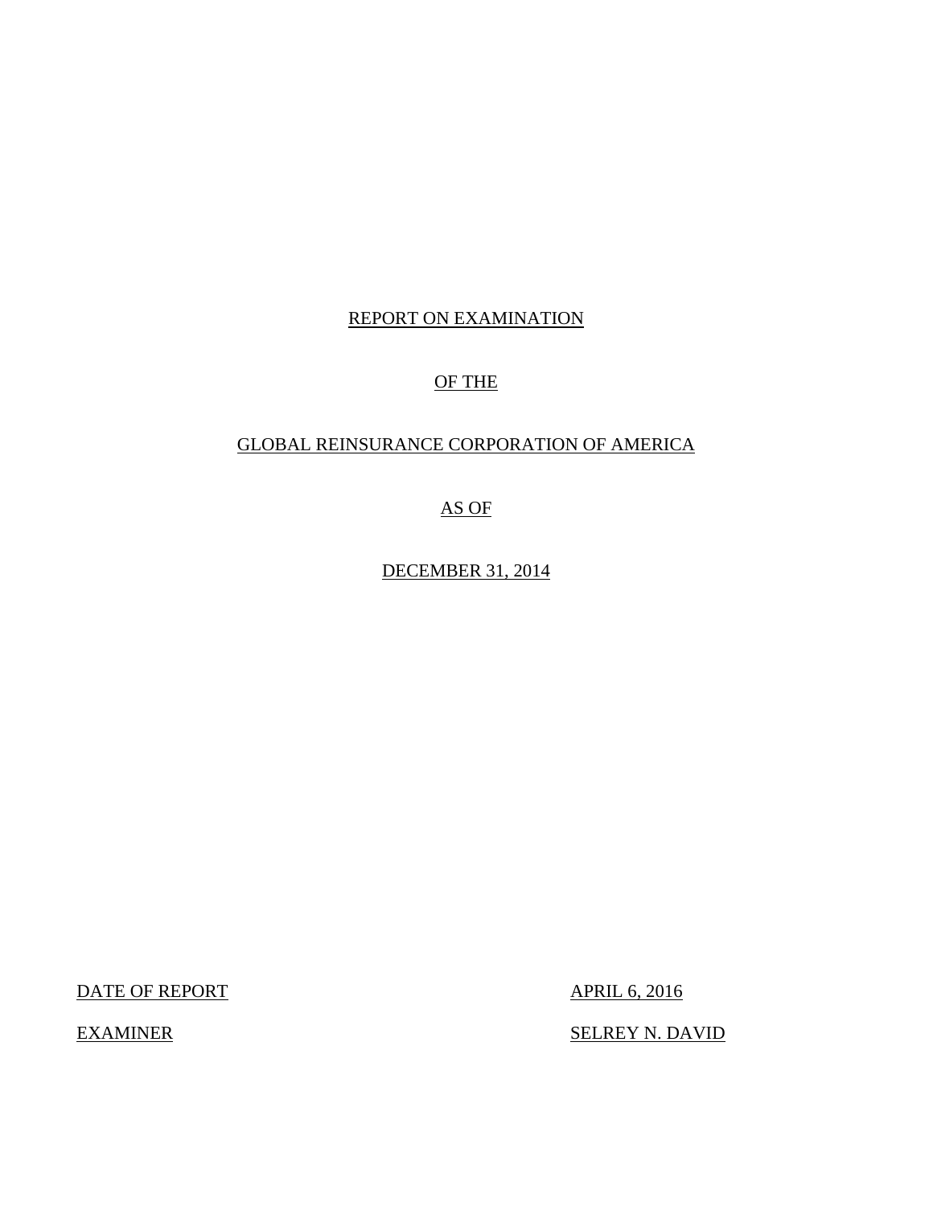# REPORT ON EXAMINATION

# OF THE

# GLOBAL REINSURANCE CORPORATION OF AMERICA

# AS OF

# DECEMBER 31, 2014

| DATE OF REPORT | APRIL 6, 2016 |
|---|---|
| EXAMINER | SELREY N. DAVID |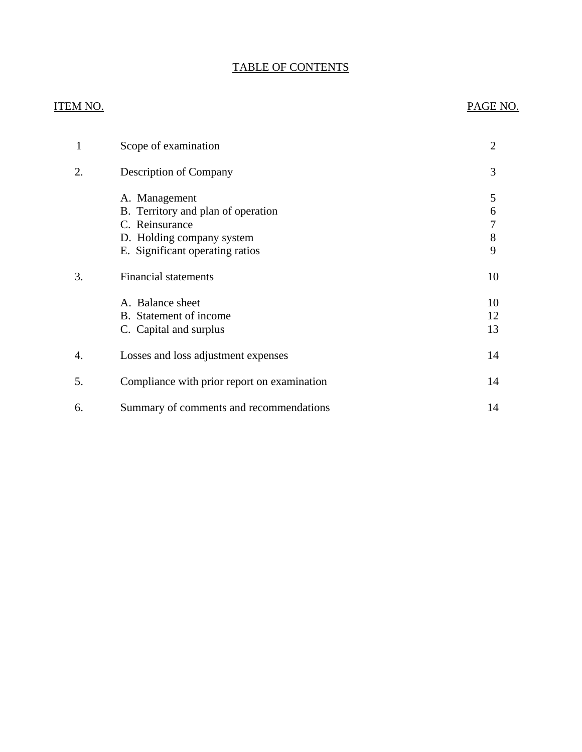# TABLE OF CONTENTS

| ITEM NO. | | PAGE NO. |
|---|---|---|
| 1 | Scope of examination | 2 |
| 2. | Description of Company | 3 |
| | A. Management | 5 |
| | B. Territory and plan of operation | 6 |
| | C. Reinsurance | 7 |
| | D. Holding company system | 8 |
| | E. Significant operating ratios | 9 |
| 3. | Financial statements | 10 |
| | A. Balance sheet | 10 |
| | B. Statement of income | 12 |
| | C. Capital and surplus | 13 |
| 4. | Losses and loss adjustment expenses | 14 |
| 5. | Compliance with prior report on examination | 14 |
| 6. | Summary of comments and recommendations | 14 |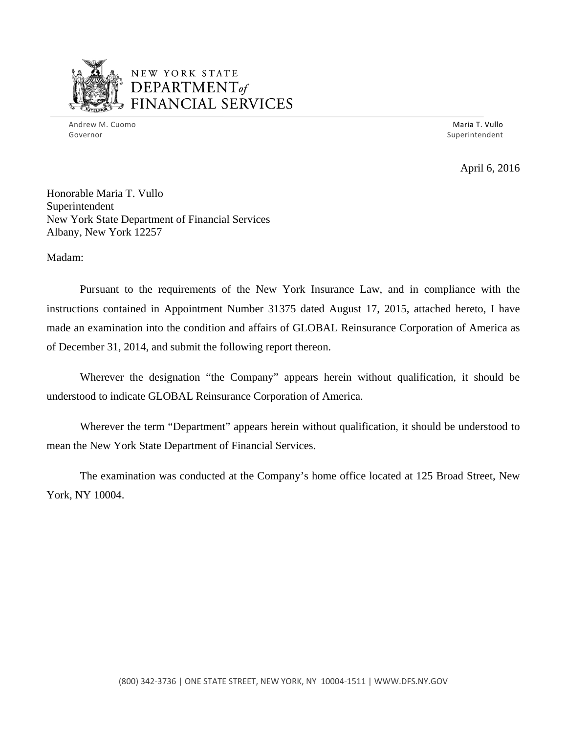NEW YORK STATE
DEPARTMENT of
FINANCIAL SERVICES

Andrew M. Cuomo
Governor

Maria T. Vullo
Superintendent

April 6, 2016

Honorable Maria T. Vullo
Superintendent
New York State Department of Financial Services
Albany, New York 12257

Madam:

Pursuant to the requirements of the New York Insurance Law, and in compliance with the instructions contained in Appointment Number 31375 dated August 17, 2015, attached hereto, I have made an examination into the condition and affairs of GLOBAL Reinsurance Corporation of America as of December 31, 2014, and submit the following report thereon.

Wherever the designation "the Company" appears herein without qualification, it should be understood to indicate GLOBAL Reinsurance Corporation of America.

Wherever the term "Department" appears herein without qualification, it should be understood to mean the New York State Department of Financial Services.

The examination was conducted at the Company's home office located at 125 Broad Street, New York, NY 10004.

(800) 342-3736 | ONE STATE STREET, NEW YORK, NY 10004-1511 | WWW.DFS.NY.GOV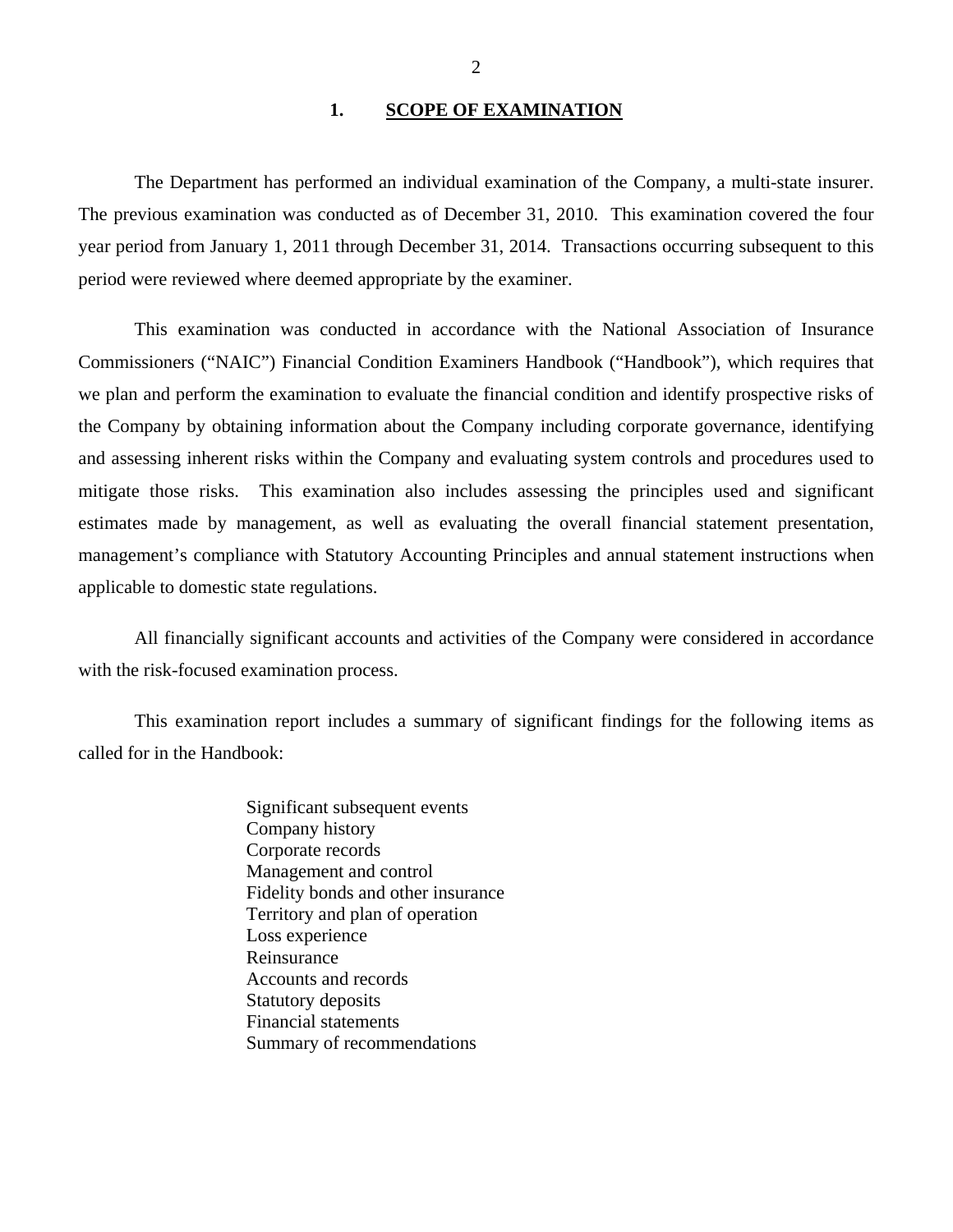## 1. SCOPE OF EXAMINATION

The Department has performed an individual examination of the Company, a multi-state insurer. The previous examination was conducted as of December 31, 2010. This examination covered the four year period from January 1, 2011 through December 31, 2014. Transactions occurring subsequent to this period were reviewed where deemed appropriate by the examiner.

This examination was conducted in accordance with the National Association of Insurance Commissioners ("NAIC") Financial Condition Examiners Handbook ("Handbook"), which requires that we plan and perform the examination to evaluate the financial condition and identify prospective risks of the Company by obtaining information about the Company including corporate governance, identifying and assessing inherent risks within the Company and evaluating system controls and procedures used to mitigate those risks. This examination also includes assessing the principles used and significant estimates made by management, as well as evaluating the overall financial statement presentation, management's compliance with Statutory Accounting Principles and annual statement instructions when applicable to domestic state regulations.

All financially significant accounts and activities of the Company were considered in accordance with the risk-focused examination process.

This examination report includes a summary of significant findings for the following items as called for in the Handbook:

Significant subsequent events
Company history
Corporate records
Management and control
Fidelity bonds and other insurance
Territory and plan of operation
Loss experience
Reinsurance
Accounts and records
Statutory deposits
Financial statements
Summary of recommendations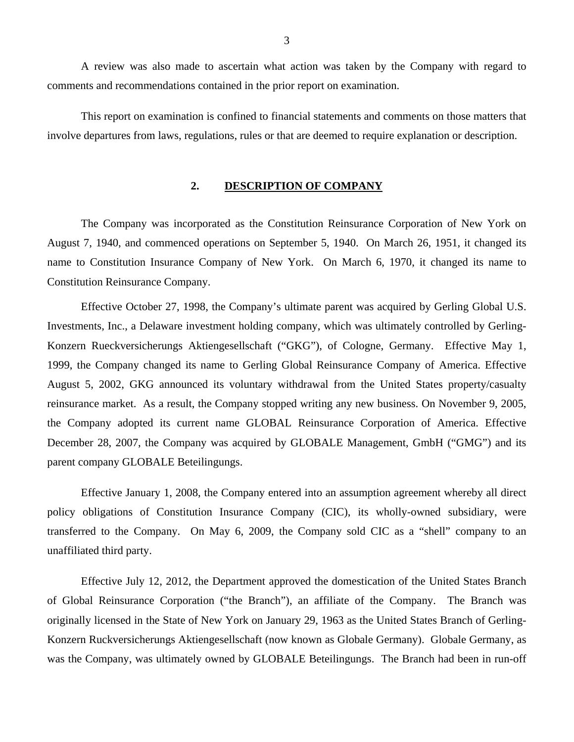A review was also made to ascertain what action was taken by the Company with regard to comments and recommendations contained in the prior report on examination.

This report on examination is confined to financial statements and comments on those matters that involve departures from laws, regulations, rules or that are deemed to require explanation or description.

## 2. DESCRIPTION OF COMPANY

The Company was incorporated as the Constitution Reinsurance Corporation of New York on August 7, 1940, and commenced operations on September 5, 1940. On March 26, 1951, it changed its name to Constitution Insurance Company of New York. On March 6, 1970, it changed its name to Constitution Reinsurance Company.

Effective October 27, 1998, the Company's ultimate parent was acquired by Gerling Global U.S. Investments, Inc., a Delaware investment holding company, which was ultimately controlled by Gerling-Konzern Rueckversicherungs Aktiengesellschaft ("GKG"), of Cologne, Germany. Effective May 1, 1999, the Company changed its name to Gerling Global Reinsurance Company of America. Effective August 5, 2002, GKG announced its voluntary withdrawal from the United States property/casualty reinsurance market. As a result, the Company stopped writing any new business. On November 9, 2005, the Company adopted its current name GLOBAL Reinsurance Corporation of America. Effective December 28, 2007, the Company was acquired by GLOBALE Management, GmbH ("GMG") and its parent company GLOBALE Beteilingungs.

Effective January 1, 2008, the Company entered into an assumption agreement whereby all direct policy obligations of Constitution Insurance Company (CIC), its wholly-owned subsidiary, were transferred to the Company. On May 6, 2009, the Company sold CIC as a "shell" company to an unaffiliated third party.

Effective July 12, 2012, the Department approved the domestication of the United States Branch of Global Reinsurance Corporation ("the Branch"), an affiliate of the Company. The Branch was originally licensed in the State of New York on January 29, 1963 as the United States Branch of Gerling-Konzern Ruckversicherungs Aktiengesellschaft (now known as Globale Germany). Globale Germany, as was the Company, was ultimately owned by GLOBALE Beteilingungs. The Branch had been in run-off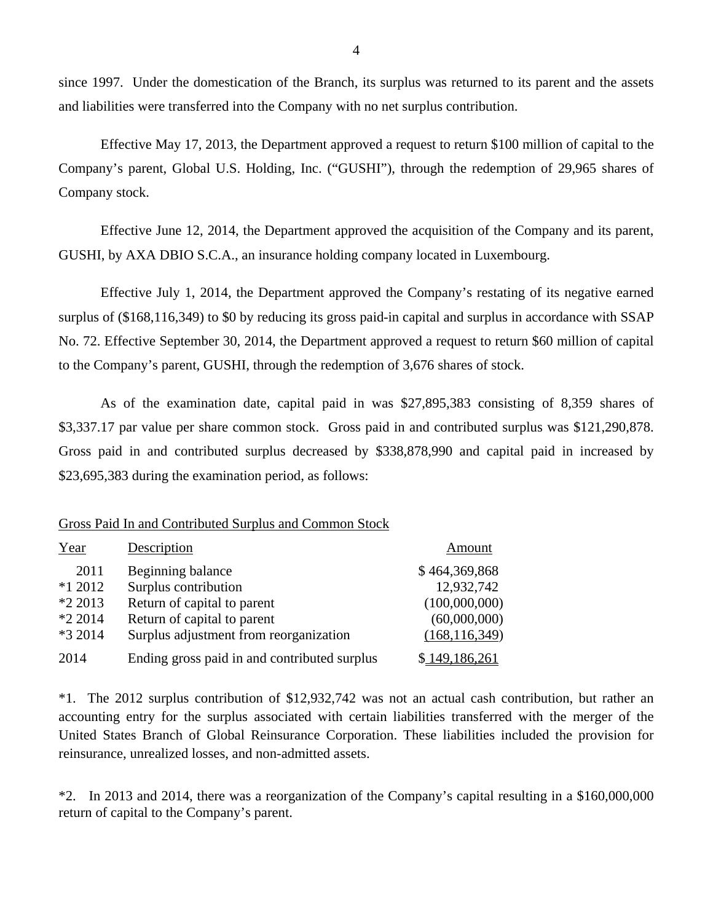since 1997. Under the domestication of the Branch, its surplus was returned to its parent and the assets and liabilities were transferred into the Company with no net surplus contribution.

Effective May 17, 2013, the Department approved a request to return $100 million of capital to the Company's parent, Global U.S. Holding, Inc. ("GUSHI"), through the redemption of 29,965 shares of Company stock.

Effective June 12, 2014, the Department approved the acquisition of the Company and its parent, GUSHI, by AXA DBIO S.C.A., an insurance holding company located in Luxembourg.

Effective July 1, 2014, the Department approved the Company's restating of its negative earned surplus of ($168,116,349) to $0 by reducing its gross paid-in capital and surplus in accordance with SSAP No. 72. Effective September 30, 2014, the Department approved a request to return $60 million of capital to the Company's parent, GUSHI, through the redemption of 3,676 shares of stock.

As of the examination date, capital paid in was $27,895,383 consisting of 8,359 shares of $3,337.17 par value per share common stock. Gross paid in and contributed surplus was $121,290,878. Gross paid in and contributed surplus decreased by $338,878,990 and capital paid in increased by $23,695,383 during the examination period, as follows:

Gross Paid In and Contributed Surplus and Common Stock

| Year | Description | Amount |
|---|---|---|
| 2011 | Beginning balance | $ 464,369,868 |
| *1 2012 | Surplus contribution | 12,932,742 |
| *2 2013 | Return of capital to parent | (100,000,000) |
| *2 2014 | Return of capital to parent | (60,000,000) |
| *3 2014 | Surplus adjustment from reorganization | (168,116,349) |
| 2014 | Ending gross paid in and contributed surplus | $ 149,186,261 |

*1. The 2012 surplus contribution of $12,932,742 was not an actual cash contribution, but rather an accounting entry for the surplus associated with certain liabilities transferred with the merger of the United States Branch of Global Reinsurance Corporation. These liabilities included the provision for reinsurance, unrealized losses, and non-admitted assets.

*2. In 2013 and 2014, there was a reorganization of the Company's capital resulting in a $160,000,000 return of capital to the Company's parent.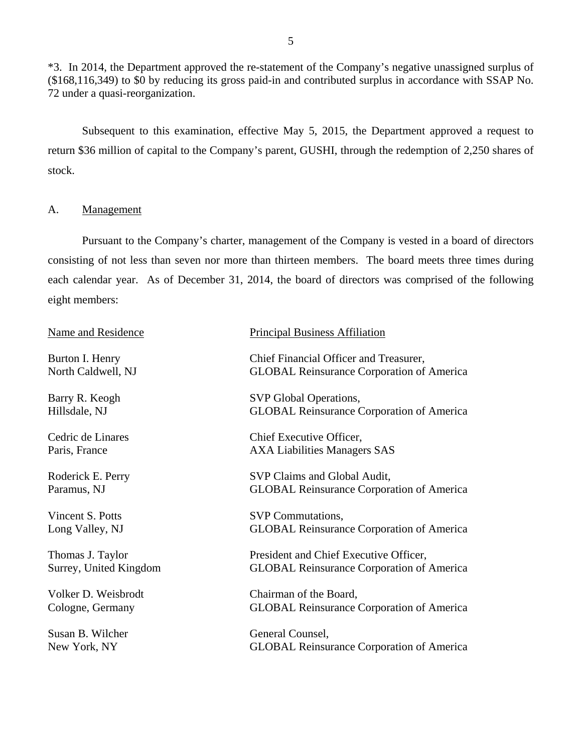*3. In 2014, the Department approved the re-statement of the Company's negative unassigned surplus of ($168,116,349) to $0 by reducing its gross paid-in and contributed surplus in accordance with SSAP No. 72 under a quasi-reorganization.

Subsequent to this examination, effective May 5, 2015, the Department approved a request to return $36 million of capital to the Company's parent, GUSHI, through the redemption of 2,250 shares of stock.

## A. Management

Pursuant to the Company's charter, management of the Company is vested in a board of directors consisting of not less than seven nor more than thirteen members. The board meets three times during each calendar year. As of December 31, 2014, the board of directors was comprised of the following eight members:

| Name and Residence | Principal Business Affiliation |
|---|---|
| Burton I. Henry<br>North Caldwell, NJ | Chief Financial Officer and Treasurer,<br>GLOBAL Reinsurance Corporation of America |
| Barry R. Keogh<br>Hillsdale, NJ | SVP Global Operations,<br>GLOBAL Reinsurance Corporation of America |
| Cedric de Linares<br>Paris, France | Chief Executive Officer,<br>AXA Liabilities Managers SAS |
| Roderick E. Perry<br>Paramus, NJ | SVP Claims and Global Audit,<br>GLOBAL Reinsurance Corporation of America |
| Vincent S. Potts<br>Long Valley, NJ | SVP Commutations,<br>GLOBAL Reinsurance Corporation of America |
| Thomas J. Taylor<br>Surrey, United Kingdom | President and Chief Executive Officer,<br>GLOBAL Reinsurance Corporation of America |
| Volker D. Weisbrodt<br>Cologne, Germany | Chairman of the Board,<br>GLOBAL Reinsurance Corporation of America |
| Susan B. Wilcher<br>New York, NY | General Counsel,<br>GLOBAL Reinsurance Corporation of America |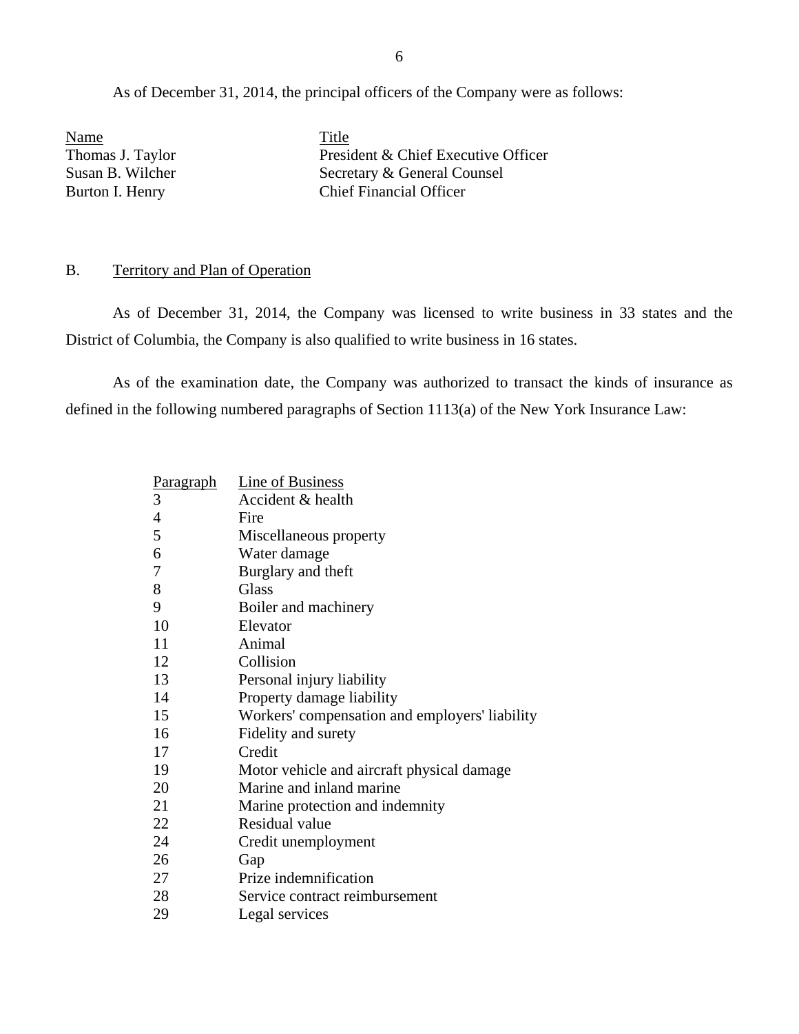As of December 31, 2014, the principal officers of the Company were as follows:

| Name | Title |
|---|---|
| Thomas J. Taylor | President & Chief Executive Officer |
| Susan B. Wilcher | Secretary & General Counsel |
| Burton I. Henry | Chief Financial Officer |

B. Territory and Plan of Operation

As of December 31, 2014, the Company was licensed to write business in 33 states and the District of Columbia, the Company is also qualified to write business in 16 states.

As of the examination date, the Company was authorized to transact the kinds of insurance as defined in the following numbered paragraphs of Section 1113(a) of the New York Insurance Law:

| Paragraph | Line of Business |
|---|---|
| 3 | Accident & health |
| 4 | Fire |
| 5 | Miscellaneous property |
| 6 | Water damage |
| 7 | Burglary and theft |
| 8 | Glass |
| 9 | Boiler and machinery |
| 10 | Elevator |
| 11 | Animal |
| 12 | Collision |
| 13 | Personal injury liability |
| 14 | Property damage liability |
| 15 | Workers' compensation and employers' liability |
| 16 | Fidelity and surety |
| 17 | Credit |
| 19 | Motor vehicle and aircraft physical damage |
| 20 | Marine and inland marine |
| 21 | Marine protection and indemnity |
| 22 | Residual value |
| 24 | Credit unemployment |
| 26 | Gap |
| 27 | Prize indemnification |
| 28 | Service contract reimbursement |
| 29 | Legal services |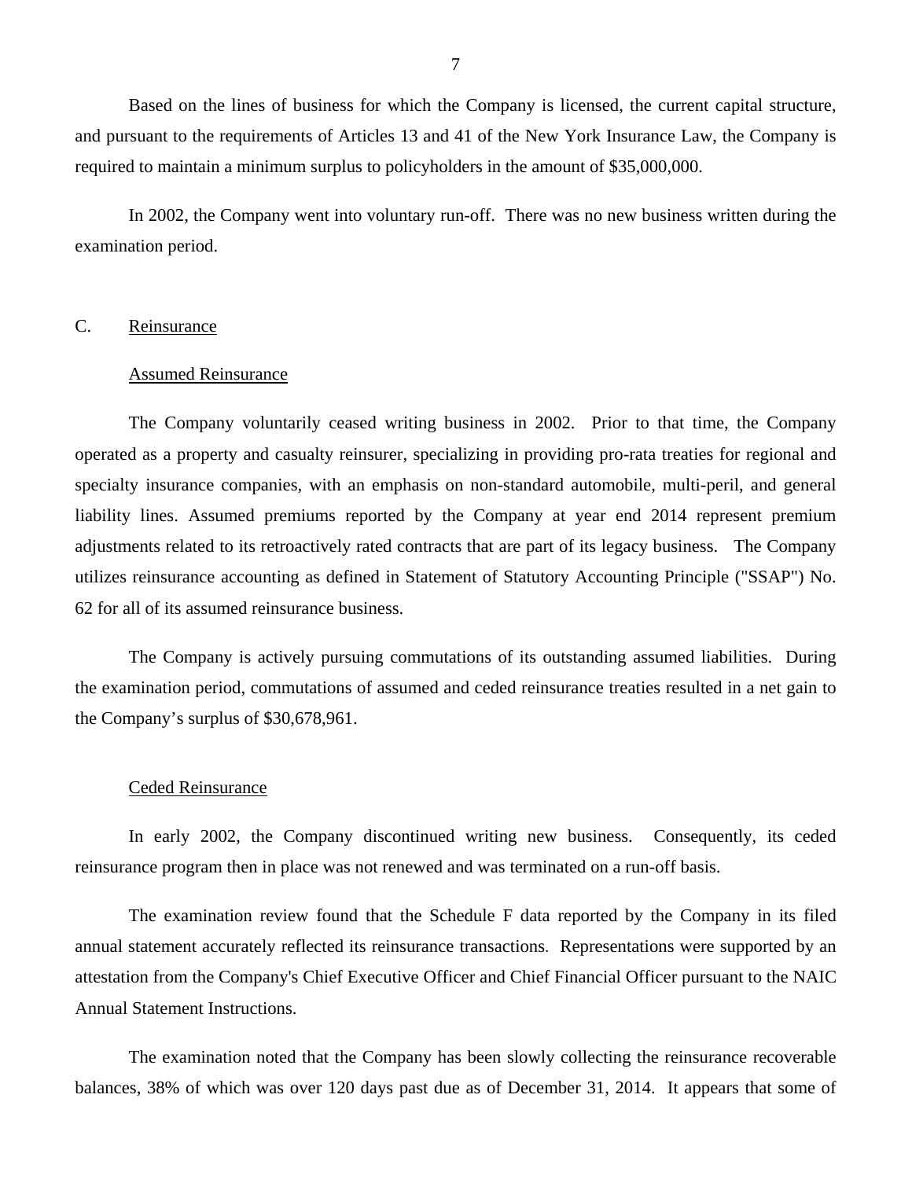Based on the lines of business for which the Company is licensed, the current capital structure, and pursuant to the requirements of Articles 13 and 41 of the New York Insurance Law, the Company is required to maintain a minimum surplus to policyholders in the amount of $35,000,000.

In 2002, the Company went into voluntary run-off. There was no new business written during the examination period.

## C. Reinsurance

### Assumed Reinsurance

The Company voluntarily ceased writing business in 2002. Prior to that time, the Company operated as a property and casualty reinsurer, specializing in providing pro-rata treaties for regional and specialty insurance companies, with an emphasis on non-standard automobile, multi-peril, and general liability lines. Assumed premiums reported by the Company at year end 2014 represent premium adjustments related to its retroactively rated contracts that are part of its legacy business. The Company utilizes reinsurance accounting as defined in Statement of Statutory Accounting Principle ("SSAP") No. 62 for all of its assumed reinsurance business.

The Company is actively pursuing commutations of its outstanding assumed liabilities. During the examination period, commutations of assumed and ceded reinsurance treaties resulted in a net gain to the Company's surplus of $30,678,961.

### Ceded Reinsurance

In early 2002, the Company discontinued writing new business. Consequently, its ceded reinsurance program then in place was not renewed and was terminated on a run-off basis.

The examination review found that the Schedule F data reported by the Company in its filed annual statement accurately reflected its reinsurance transactions. Representations were supported by an attestation from the Company's Chief Executive Officer and Chief Financial Officer pursuant to the NAIC Annual Statement Instructions.

The examination noted that the Company has been slowly collecting the reinsurance recoverable balances, 38% of which was over 120 days past due as of December 31, 2014. It appears that some of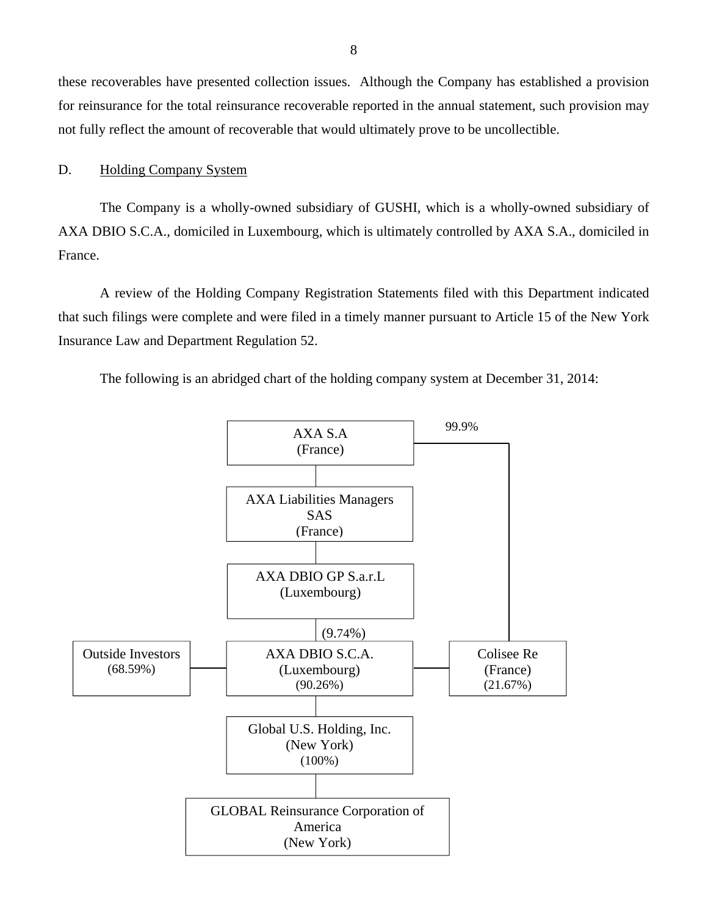these recoverables have presented collection issues. Although the Company has established a provision for reinsurance for the total reinsurance recoverable reported in the annual statement, such provision may not fully reflect the amount of recoverable that would ultimately prove to be uncollectible.

D. Holding Company System

The Company is a wholly-owned subsidiary of GUSHI, which is a wholly-owned subsidiary of AXA DBIO S.C.A., domiciled in Luxembourg, which is ultimately controlled by AXA S.A., domiciled in France.

A review of the Holding Company Registration Statements filed with this Department indicated that such filings were complete and were filed in a timely manner pursuant to Article 15 of the New York Insurance Law and Department Regulation 52.

The following is an abridged chart of the holding company system at December 31, 2014:

AXA S.A
(France)

99.9%

AXA Liabilities Managers SAS
(France)

AXA DBIO GP S.a.r.L
(Luxembourg)

(9.74%)

Outside Investors
(68.59%)

AXA DBIO S.C.A.
(Luxembourg)
(90.26%)

Colisee Re
(France)
(21.67%)

Global U.S. Holding, Inc.
(New York)
(100%)

GLOBAL Reinsurance Corporation of America
(New York)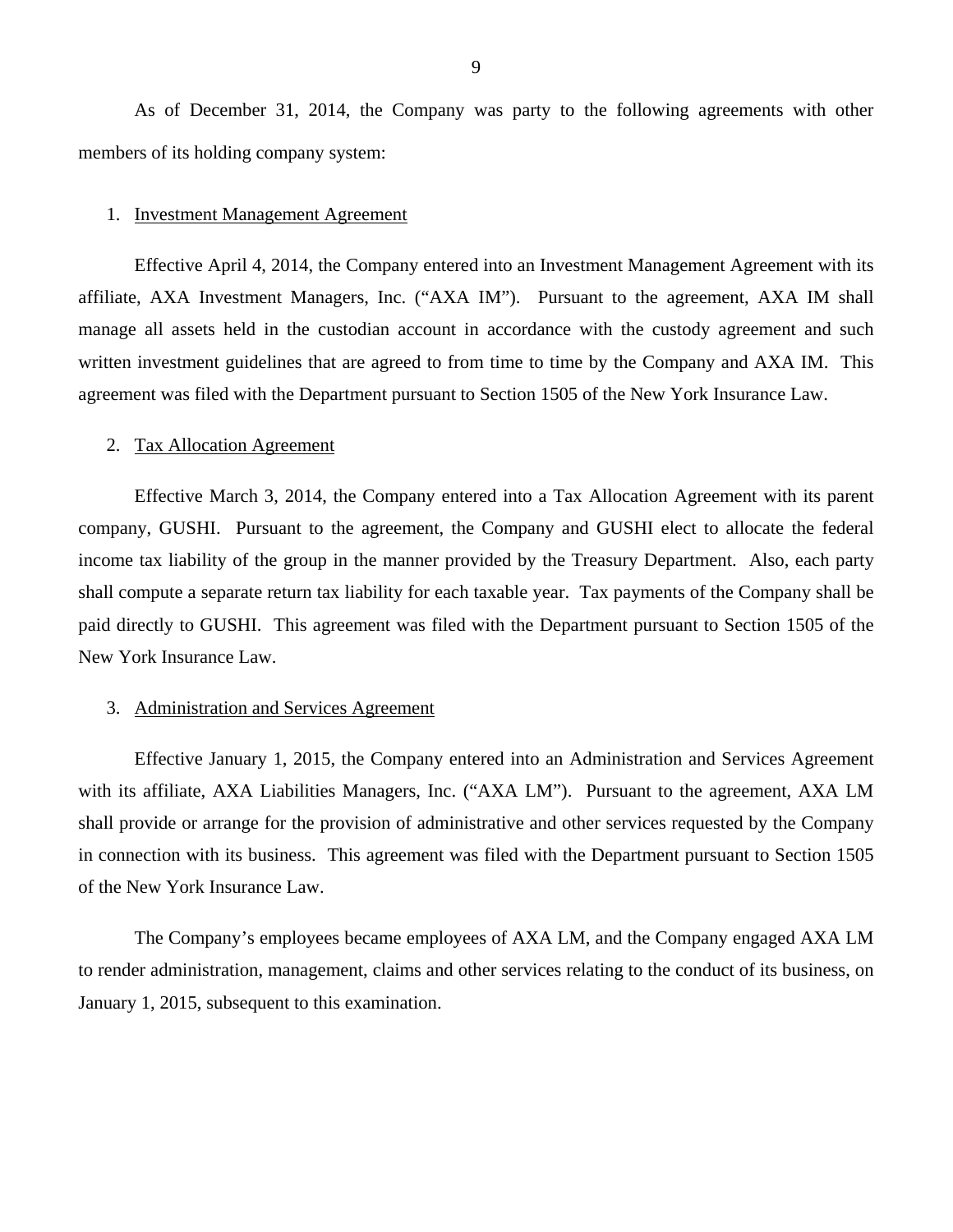As of December 31, 2014, the Company was party to the following agreements with other members of its holding company system:

1. <u>Investment Management Agreement</u>

Effective April 4, 2014, the Company entered into an Investment Management Agreement with its affiliate, AXA Investment Managers, Inc. ("AXA IM"). Pursuant to the agreement, AXA IM shall manage all assets held in the custodian account in accordance with the custody agreement and such written investment guidelines that are agreed to from time to time by the Company and AXA IM. This agreement was filed with the Department pursuant to Section 1505 of the New York Insurance Law.

2. <u>Tax Allocation Agreement</u>

Effective March 3, 2014, the Company entered into a Tax Allocation Agreement with its parent company, GUSHI. Pursuant to the agreement, the Company and GUSHI elect to allocate the federal income tax liability of the group in the manner provided by the Treasury Department. Also, each party shall compute a separate return tax liability for each taxable year. Tax payments of the Company shall be paid directly to GUSHI. This agreement was filed with the Department pursuant to Section 1505 of the New York Insurance Law.

3. <u>Administration and Services Agreement</u>

Effective January 1, 2015, the Company entered into an Administration and Services Agreement with its affiliate, AXA Liabilities Managers, Inc. ("AXA LM"). Pursuant to the agreement, AXA LM shall provide or arrange for the provision of administrative and other services requested by the Company in connection with its business. This agreement was filed with the Department pursuant to Section 1505 of the New York Insurance Law.

The Company's employees became employees of AXA LM, and the Company engaged AXA LM to render administration, management, claims and other services relating to the conduct of its business, on January 1, 2015, subsequent to this examination.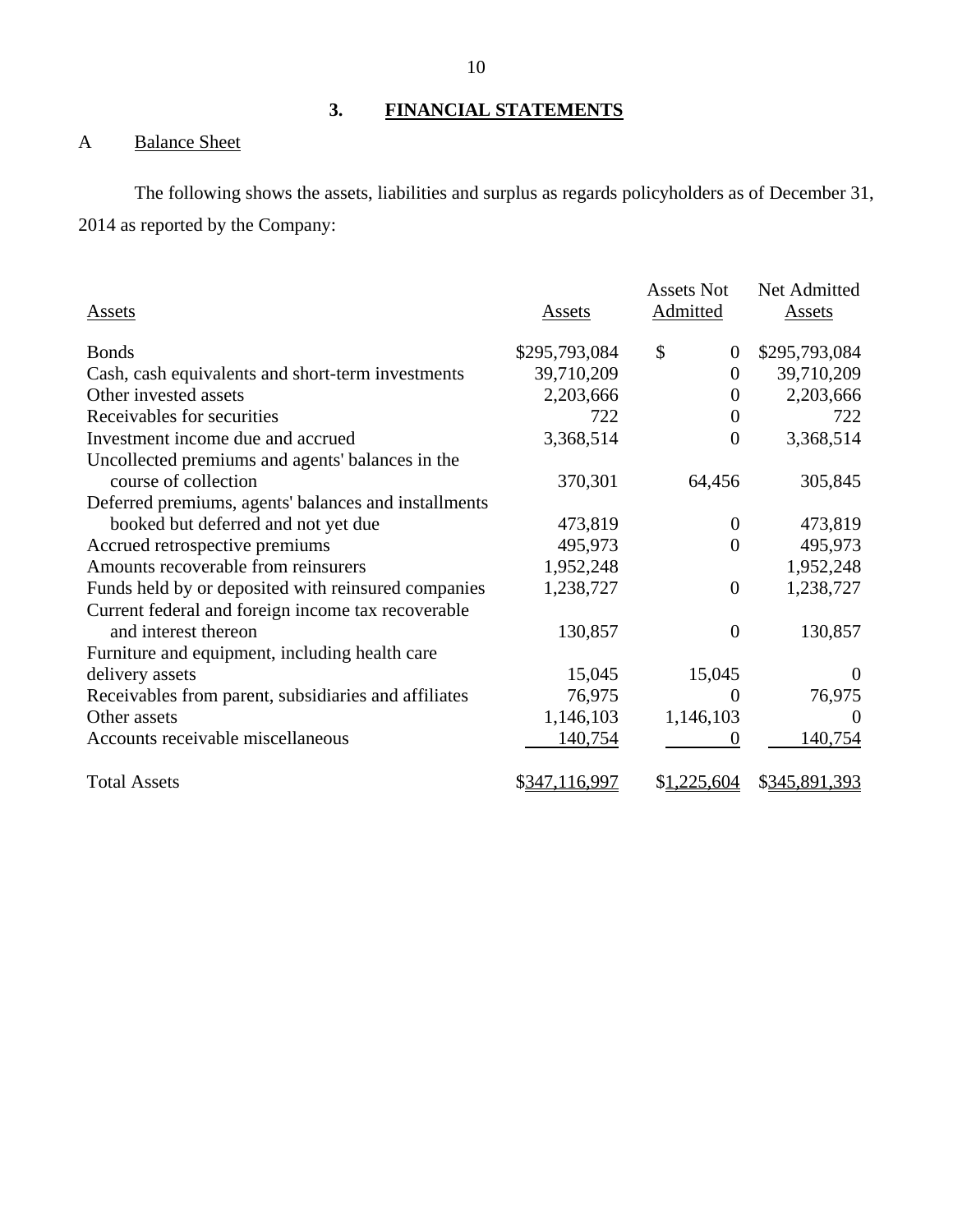## 3. FINANCIAL STATEMENTS

### A Balance Sheet

The following shows the assets, liabilities and surplus as regards policyholders as of December 31, 2014 as reported by the Company:

| Assets | Assets | Assets Not Admitted | Net Admitted Assets |
|---|---|---|---|
| Bonds | $295,793,084 | $ 0 | $295,793,084 |
| Cash, cash equivalents and short-term investments | 39,710,209 | 0 | 39,710,209 |
| Other invested assets | 2,203,666 | 0 | 2,203,666 |
| Receivables for securities | 722 | 0 | 722 |
| Investment income due and accrued | 3,368,514 | 0 | 3,368,514 |
| Uncollected premiums and agents' balances in the course of collection | 370,301 | 64,456 | 305,845 |
| Deferred premiums, agents' balances and installments booked but deferred and not yet due | 473,819 | 0 | 473,819 |
| Accrued retrospective premiums | 495,973 | 0 | 495,973 |
| Amounts recoverable from reinsurers | 1,952,248 | | 1,952,248 |
| Funds held by or deposited with reinsured companies | 1,238,727 | 0 | 1,238,727 |
| Current federal and foreign income tax recoverable and interest thereon | 130,857 | 0 | 130,857 |
| Furniture and equipment, including health care delivery assets | 15,045 | 15,045 | 0 |
| Receivables from parent, subsidiaries and affiliates | 76,975 | 0 | 76,975 |
| Other assets | 1,146,103 | 1,146,103 | 0 |
| Accounts receivable miscellaneous | 140,754 | 0 | 140,754 |
| Total Assets | $347,116,997 | $1,225,604 | $345,891,393 |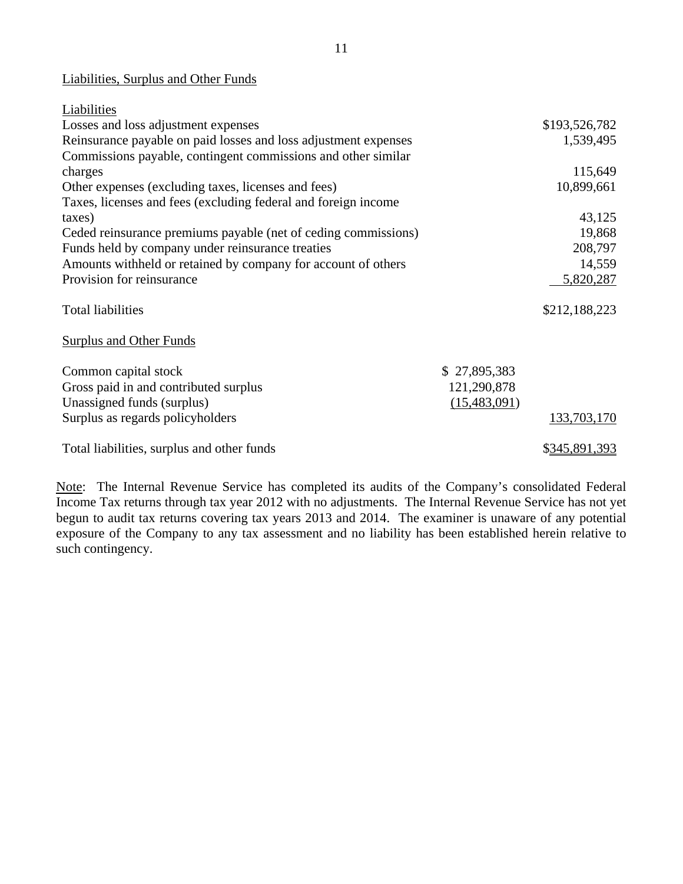Liabilities, Surplus and Other Funds

| | | |
|---|---|---|
| Liabilities | | |
| Losses and loss adjustment expenses | | $193,526,782 |
| Reinsurance payable on paid losses and loss adjustment expenses | | 1,539,495 |
| Commissions payable, contingent commissions and other similar charges | | 115,649 |
| Other expenses (excluding taxes, licenses and fees) | | 10,899,661 |
| Taxes, licenses and fees (excluding federal and foreign income taxes) | | 43,125 |
| Ceded reinsurance premiums payable (net of ceding commissions) | | 19,868 |
| Funds held by company under reinsurance treaties | | 208,797 |
| Amounts withheld or retained by company for account of others | | 14,559 |
| Provision for reinsurance | | 5,820,287 |
| Total liabilities | | $212,188,223 |
| Surplus and Other Funds | | |
| Common capital stock | $ 27,895,383 | |
| Gross paid in and contributed surplus | 121,290,878 | |
| Unassigned funds (surplus) | (15,483,091) | |
| Surplus as regards policyholders | | 133,703,170 |
| Total liabilities, surplus and other funds | | $345,891,393 |

Note: The Internal Revenue Service has completed its audits of the Company's consolidated Federal Income Tax returns through tax year 2012 with no adjustments. The Internal Revenue Service has not yet begun to audit tax returns covering tax years 2013 and 2014. The examiner is unaware of any potential exposure of the Company to any tax assessment and no liability has been established herein relative to such contingency.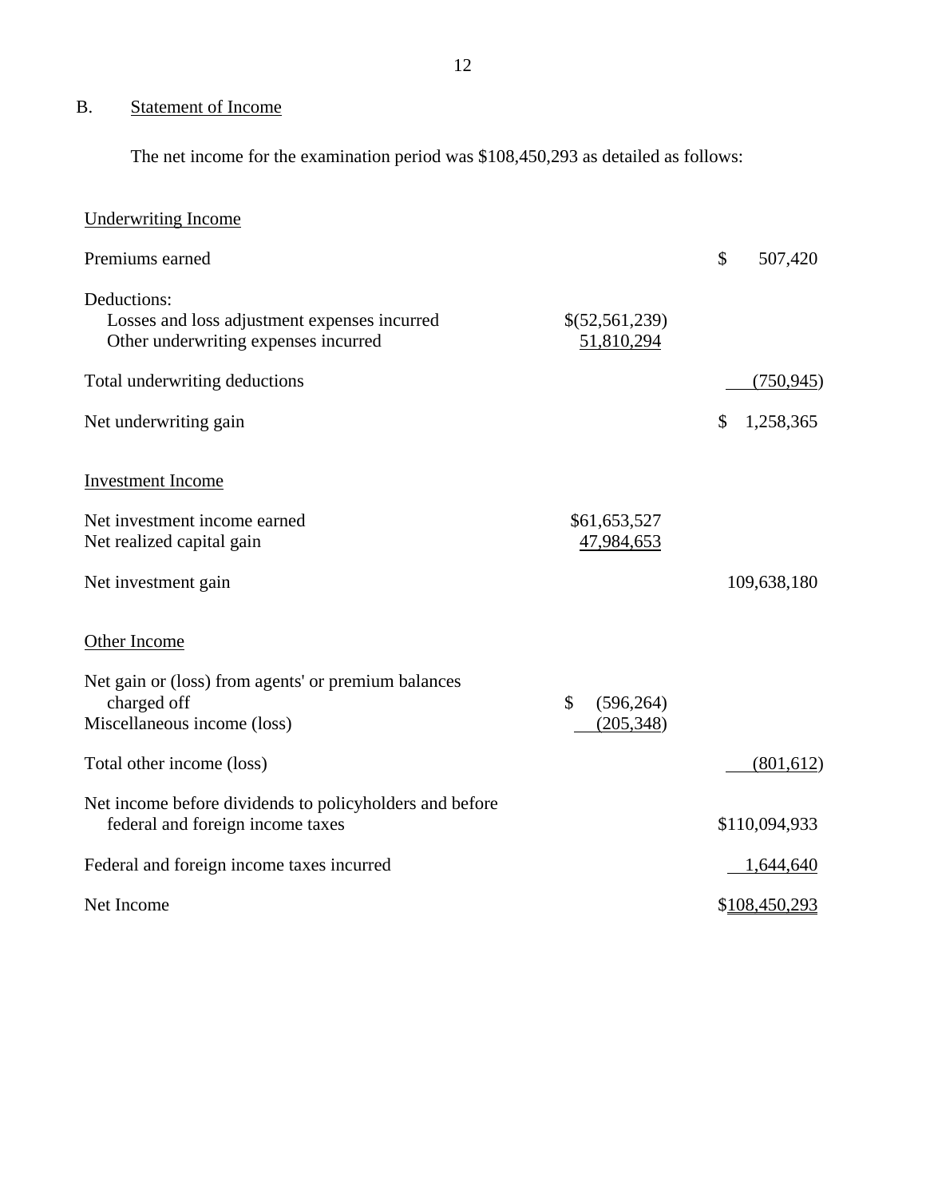## B. Statement of Income

The net income for the examination period was $108,450,293 as detailed as follows:

| | | |
|---|---|---|
| Underwriting Income | | |
| Premiums earned | | $ 507,420 |
| Deductions: | | |
| Losses and loss adjustment expenses incurred | $(52,561,239) | |
| Other underwriting expenses incurred | 51,810,294 | |
| Total underwriting deductions | | (750,945) |
| Net underwriting gain | | $ 1,258,365 |
| Investment Income | | |
| Net investment income earned | $61,653,527 | |
| Net realized capital gain | 47,984,653 | |
| Net investment gain | | 109,638,180 |
| Other Income | | |
| Net gain or (loss) from agents' or premium balances charged off | $ (596,264) | |
| Miscellaneous income (loss) | (205,348) | |
| Total other income (loss) | | (801,612) |
| Net income before dividends to policyholders and before federal and foreign income taxes | | $110,094,933 |
| Federal and foreign income taxes incurred | | 1,644,640 |
| Net Income | | $108,450,293 |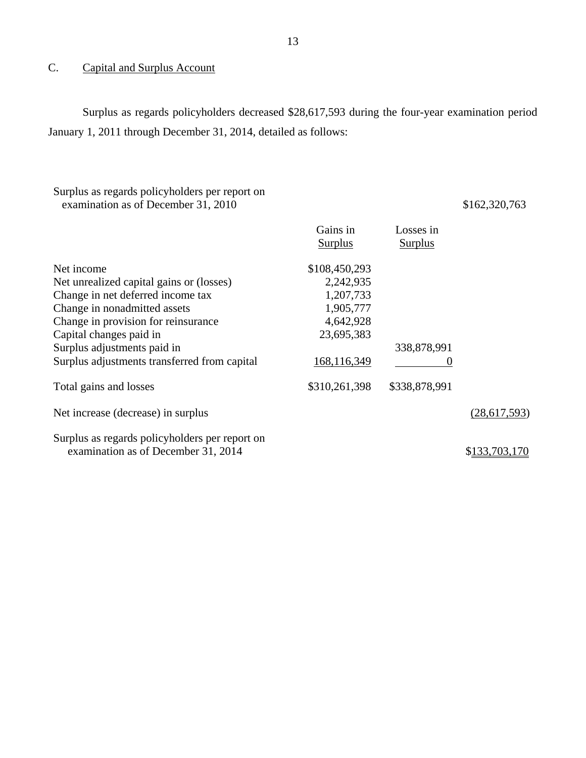## C. Capital and Surplus Account

Surplus as regards policyholders decreased $28,617,593 during the four-year examination period January 1, 2011 through December 31, 2014, detailed as follows:

| | Gains in Surplus | Losses in Surplus | |
|---|---|---|---|
| Surplus as regards policyholders per report on examination as of December 31, 2010 | | | $162,320,763 |
| Net income | $108,450,293 | | |
| Net unrealized capital gains or (losses) | 2,242,935 | | |
| Change in net deferred income tax | 1,207,733 | | |
| Change in nonadmitted assets | 1,905,777 | | |
| Change in provision for reinsurance | 4,642,928 | | |
| Capital changes paid in | 23,695,383 | | |
| Surplus adjustments paid in | | 338,878,991 | |
| Surplus adjustments transferred from capital | 168,116,349 | 0 | |
| Total gains and losses | $310,261,398 | $338,878,991 | |
| Net increase (decrease) in surplus | | | (28,617,593) |
| Surplus as regards policyholders per report on examination as of December 31, 2014 | | | $133,703,170 |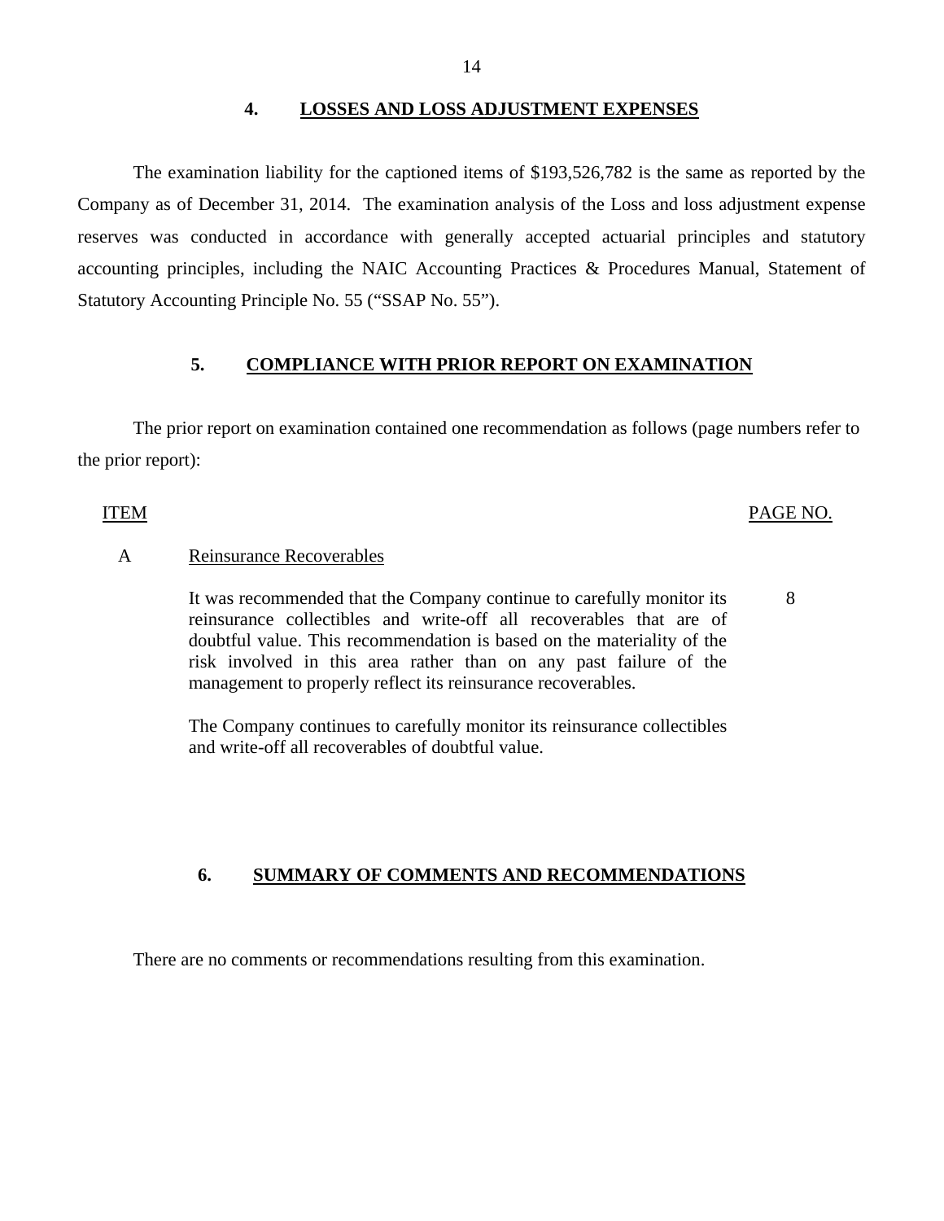## 4. LOSSES AND LOSS ADJUSTMENT EXPENSES

The examination liability for the captioned items of $193,526,782 is the same as reported by the Company as of December 31, 2014. The examination analysis of the Loss and loss adjustment expense reserves was conducted in accordance with generally accepted actuarial principles and statutory accounting principles, including the NAIC Accounting Practices & Procedures Manual, Statement of Statutory Accounting Principle No. 55 ("SSAP No. 55").

## 5. COMPLIANCE WITH PRIOR REPORT ON EXAMINATION

The prior report on examination contained one recommendation as follows (page numbers refer to the prior report):

| ITEM | | PAGE NO. |
|---|---|---|
| A | Reinsurance Recoverables | |
| | It was recommended that the Company continue to carefully monitor its reinsurance collectibles and write-off all recoverables that are of doubtful value. This recommendation is based on the materiality of the risk involved in this area rather than on any past failure of the management to properly reflect its reinsurance recoverables. | 8 |
| | The Company continues to carefully monitor its reinsurance collectibles and write-off all recoverables of doubtful value. | |

## 6. SUMMARY OF COMMENTS AND RECOMMENDATIONS

There are no comments or recommendations resulting from this examination.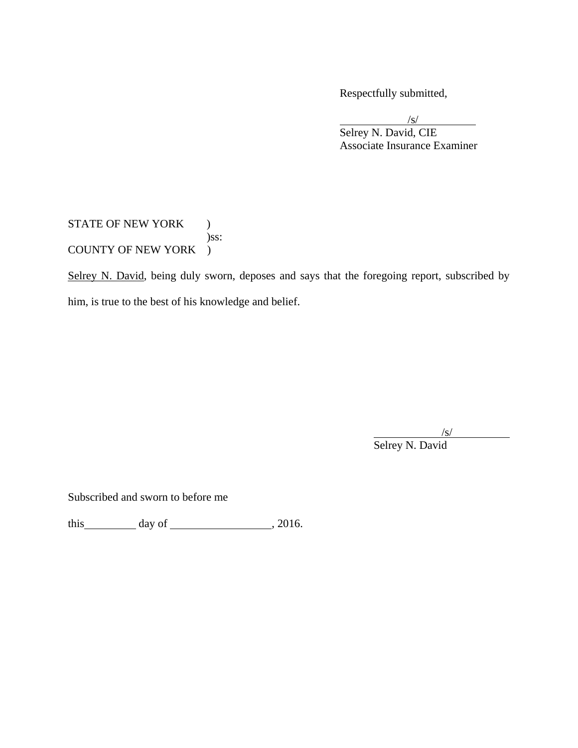Respectfully submitted,

/s/
Selrey N. David, CIE
Associate Insurance Examiner

STATE OF NEW YORK )
)ss:
COUNTY OF NEW YORK )

Selrey N. David, being duly sworn, deposes and says that the foregoing report, subscribed by him, is true to the best of his knowledge and belief.

/s/
Selrey N. David

Subscribed and sworn to before me

this\_\_\_\_\_\_\_\_\_ day of \_\_\_\_\_\_\_\_\_\_\_\_\_\_\_\_\_\_, 2016.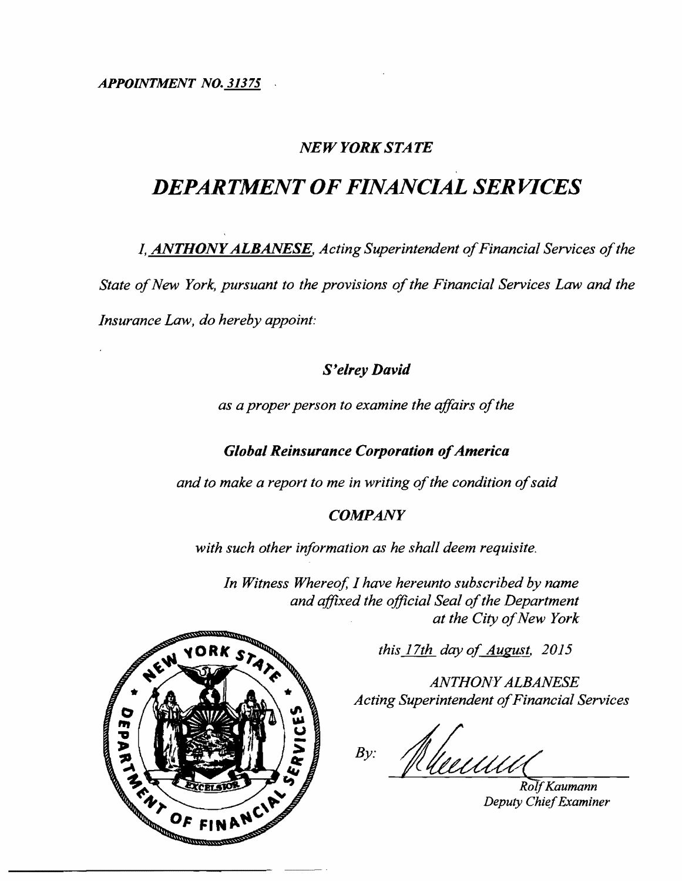*APPOINTMENT NO. 31375*

## *NEW YORK STATE*

# *DEPARTMENT OF FINANCIAL SERVICES*

*I, ANTHONY ALBANESE, Acting Superintendent of Financial Services of the State of New York, pursuant to the provisions of the Financial Services Law and the Insurance Law, do hereby appoint:*

***S'elrey David***

*as a proper person to examine the affairs of the*

***Global Reinsurance Corporation of America***

*and to make a report to me in writing of the condition of said*

*COMPANY*

*with such other information as he shall deem requisite.*

*In Witness Whereof, I have hereunto subscribed by name and affixed the official Seal of the Department at the City of New York*

*this 17th day of August, 2015*

*ANTHONY ALBANESE*
*Acting Superintendent of Financial Services*

*By:*

*Rolf Kaumann*
*Deputy Chief Examiner*